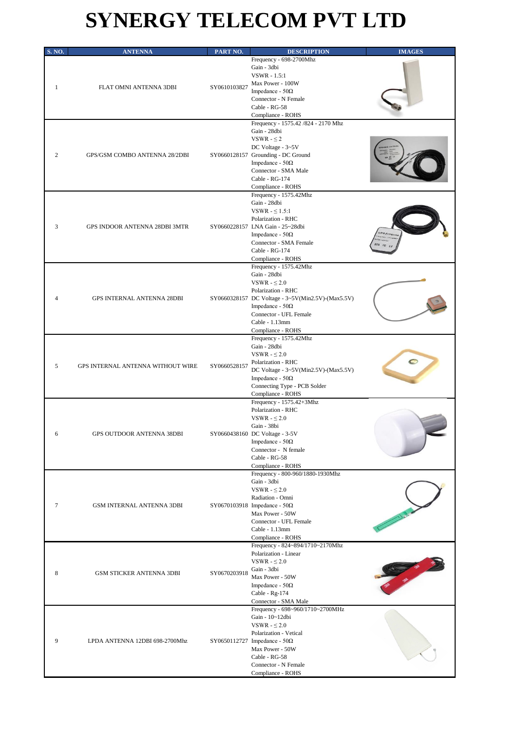# SYNERGY TELECOM PVT LTD

| S. NO. | ANTENNA | PART NO. | DESCRIPTION | IMAGES |
|---|---|---|---|---|
| 1 | FLAT OMNI ANTENNA 3DBI | SY0610103827 | Frequency - 698-2700Mhz<br>Gain - 3dbi<br>VSWR - 1.5:1<br>Max Power - 100W<br>Impedance - 50Ω<br>Connector - N Female<br>Cable - RG-58<br>Compliance - ROHS | |
| 2 | GPS/GSM COMBO ANTENNA 28/2DBI | SY0660128157 | Frequency - 1575.42 /824 - 2170 Mhz<br>Gain - 28dbi<br>VSWR - ≤ 2<br>DC Voltage - 3~5V<br>Grounding - DC Ground<br>Impedance - 50Ω<br>Connector - SMA Male<br>Cable - RG-174<br>Compliance - ROHS | |
| 3 | GPS INDOOR ANTENNA 28DBI 3MTR | SY0660228157 | Frequency - 1575.42Mhz<br>Gain - 28dbi<br>VSWR - ≤ 1.5:1<br>Polarization - RHC<br>LNA Gain - 25~28dbi<br>Impedance - 50Ω<br>Connector - SMA Female<br>Cable - RG-174<br>Compliance - ROHS | |
| 4 | GPS INTERNAL ANTENNA 28DBI | SY0660328157 | Frequency - 1575.42Mhz<br>Gain - 28dbi<br>VSWR - ≤ 2.0<br>Polarization - RHC<br>DC Voltage - 3~5V(Min2.5V)-(Max5.5V)<br>Impedance - 50Ω<br>Connector - UFL Female<br>Cable - 1.13mm<br>Compliance - ROHS | |
| 5 | GPS INTERNAL ANTENNA WITHOUT WIRE | SY0660528157 | Frequency - 1575.42Mhz<br>Gain - 28dbi<br>VSWR - ≤ 2.0<br>Polarization - RHC<br>DC Voltage - 3~5V(Min2.5V)-(Max5.5V)<br>Impedance - 50Ω<br>Connecting Type - PCB Solder<br>Compliance - ROHS | |
| 6 | GPS OUTDOOR ANTENNA 38DBI | SY0660438160 | Frequency - 1575.42+3Mhz<br>Polarization - RHC<br>VSWR - ≤ 2.0<br>Gain - 38bi<br>DC Voltage - 3-5V<br>Impedance - 50Ω<br>Connector - N female<br>Cable - RG-58<br>Compliance - ROHS | |
| 7 | GSM INTERNAL ANTENNA 3DBI | SY0670103918 | Frequency - 800-960/1880-1930Mhz<br>Gain - 3dbi<br>VSWR - ≤ 2.0<br>Radiation - Omni<br>Impedance - 50Ω<br>Max Power - 50W<br>Connector - UFL Female<br>Cable - 1.13mm<br>Compliance - ROHS | |
| 8 | GSM STICKER ANTENNA 3DBI | SY0670203918 | Frequency - 824~894/1710~2170Mhz<br>Polarization - Linear<br>VSWR - ≤ 2.0<br>Gain - 3dbi<br>Max Power - 50W<br>Impedance - 50Ω<br>Cable - Rg-174<br>Connector - SMA Male | |
| 9 | LPDA ANTENNA 12DBI 698-2700Mhz | SY0650112727 | Frequency - 698~960/1710~2700MHz<br>Gain - 10~12dbi<br>VSWR - ≤ 2.0<br>Polarization - Vetical<br>Impedance - 50Ω<br>Max Power - 50W<br>Cable - RG-58<br>Connector - N Female<br>Compliance - ROHS | |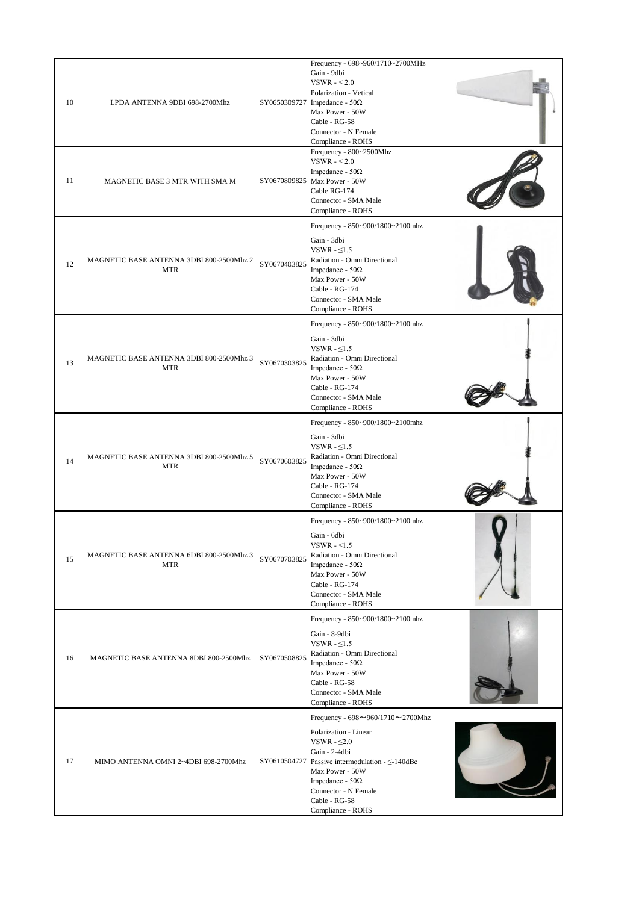| | | | | |
|---|---|---|---|---|
| 10 | LPDA ANTENNA 9DBI 698-2700Mhz | SY0650309727 | Frequency - 698~960/1710~2700MHz<br>Gain - 9dbi<br>VSWR - ≤ 2.0<br>Polarization - Vetical<br>Impedance - 50Ω<br>Max Power - 50W<br>Cable - RG-58<br>Connector - N Female<br>Compliance - ROHS | |
| 11 | MAGNETIC BASE 3 MTR WITH SMA M | SY0670809825 | Frequency - 800~2500Mhz<br>VSWR - ≤ 2.0<br>Impedance - 50Ω<br>Max Power - 50W<br>Cable RG-174<br>Connector - SMA Male<br>Compliance - ROHS | |
| 12 | MAGNETIC BASE ANTENNA 3DBI 800-2500Mhz 2 MTR | SY0670403825 | Frequency - 850~900/1800~2100mhz<br>Gain - 3dbi<br>VSWR - ≤1.5<br>Radiation - Omni Directional<br>Impedance - 50Ω<br>Max Power - 50W<br>Cable - RG-174<br>Connector - SMA Male<br>Compliance - ROHS | |
| 13 | MAGNETIC BASE ANTENNA 3DBI 800-2500Mhz 3 MTR | SY0670303825 | Frequency - 850~900/1800~2100mhz<br>Gain - 3dbi<br>VSWR - ≤1.5<br>Radiation - Omni Directional<br>Impedance - 50Ω<br>Max Power - 50W<br>Cable - RG-174<br>Connector - SMA Male<br>Compliance - ROHS | |
| 14 | MAGNETIC BASE ANTENNA 3DBI 800-2500Mhz 5 MTR | SY0670603825 | Frequency - 850~900/1800~2100mhz<br>Gain - 3dbi<br>VSWR - ≤1.5<br>Radiation - Omni Directional<br>Impedance - 50Ω<br>Max Power - 50W<br>Cable - RG-174<br>Connector - SMA Male<br>Compliance - ROHS | |
| 15 | MAGNETIC BASE ANTENNA 6DBI 800-2500Mhz 3 MTR | SY0670703825 | Frequency - 850~900/1800~2100mhz<br>Gain - 6dbi<br>VSWR - ≤1.5<br>Radiation - Omni Directional<br>Impedance - 50Ω<br>Max Power - 50W<br>Cable - RG-174<br>Connector - SMA Male<br>Compliance - ROHS | |
| 16 | MAGNETIC BASE ANTENNA 8DBI 800-2500Mhz | SY0670508825 | Frequency - 850~900/1800~2100mhz<br>Gain - 8-9dbi<br>VSWR - ≤1.5<br>Radiation - Omni Directional<br>Impedance - 50Ω<br>Max Power - 50W<br>Cable - RG-58<br>Connector - SMA Male<br>Compliance - ROHS | |
| 17 | MIMO ANTENNA OMNI 2~4DBI 698-2700Mhz | SY0610504727 | Frequency - 698〜960/1710〜2700Mhz<br>Polarization - Linear<br>VSWR - ≤2.0<br>Gain - 2-4dbi<br>Passive intermodulation - ≤-140dBc<br>Max Power - 50W<br>Impedance - 50Ω<br>Connector - N Female<br>Cable - RG-58<br>Compliance - ROHS | |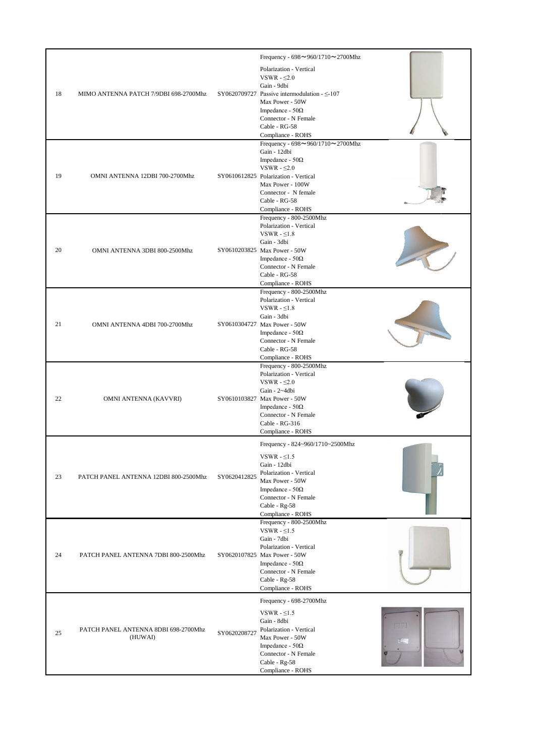| 18 | MIMO ANTENNA PATCH 7/9DBI 698-2700Mhz | SY0620709727 | Frequency - 698～960/1710～2700Mhz<br>Polarization - Vertical<br>VSWR - ≤2.0<br>Gain - 9dbi<br>Passive intermodulation - ≤-107<br>Max Power - 50W<br>Impedance - 50Ω<br>Connector - N Female<br>Cable - RG-58<br>Compliance - ROHS | |
|---|---|---|---|---|
| 19 | OMNI ANTENNA 12DBI 700-2700Mhz | SY0610612825 | Frequency - 698～960/1710～2700Mhz<br>Gain - 12dbi<br>Impedance - 50Ω<br>VSWR - ≤2.0<br>Polarization - Vertical<br>Max Power - 100W<br>Connector - N female<br>Cable - RG-58<br>Compliance - ROHS | |
| 20 | OMNI ANTENNA 3DBI 800-2500Mhz | SY0610203825 | Frequency - 800-2500Mhz<br>Polarization - Vertical<br>VSWR - ≤1.8<br>Gain - 3dbi<br>Max Power - 50W<br>Impedance - 50Ω<br>Connector - N Female<br>Cable - RG-58<br>Compliance - ROHS | |
| 21 | OMNI ANTENNA 4DBI 700-2700Mhz | SY0610304727 | Frequency - 800-2500Mhz<br>Polarization - Vertical<br>VSWR - ≤1.8<br>Gain - 3dbi<br>Max Power - 50W<br>Impedance - 50Ω<br>Connector - N Female<br>Cable - RG-58<br>Compliance - ROHS | |
| 22 | OMNI ANTENNA (KAVVRI) | SY0610103827 | Frequency - 800-2500Mhz<br>Polarization - Vertical<br>VSWR - ≤2.0<br>Gain - 2~4dbi<br>Max Power - 50W<br>Impedance - 50Ω<br>Connector - N Female<br>Cable - RG-316<br>Compliance - ROHS | |
| 23 | PATCH PANEL ANTENNA 12DBI 800-2500Mhz | SY0620412825 | Frequency - 824~960/1710~2500Mhz<br>VSWR - ≤1.5<br>Gain - 12dbi<br>Polarization - Vertical<br>Max Power - 50W<br>Impedance - 50Ω<br>Connector - N Female<br>Cable - Rg-58<br>Compliance - ROHS | |
| 24 | PATCH PANEL ANTENNA 7DBI 800-2500Mhz | SY0620107825 | Frequency - 800-2500Mhz<br>VSWR - ≤1.5<br>Gain - 7dbi<br>Polarization - Vertical<br>Max Power - 50W<br>Impedance - 50Ω<br>Connector - N Female<br>Cable - Rg-58<br>Compliance - ROHS | |
| 25 | PATCH PANEL ANTENNA 8DBI 698-2700Mhz (HUWAI) | SY0620208727 | Frequency - 698-2700Mhz<br>VSWR - ≤1.5<br>Gain - 8dbi<br>Polarization - Vertical<br>Max Power - 50W<br>Impedance - 50Ω<br>Connector - N Female<br>Cable - Rg-58<br>Compliance - ROHS | |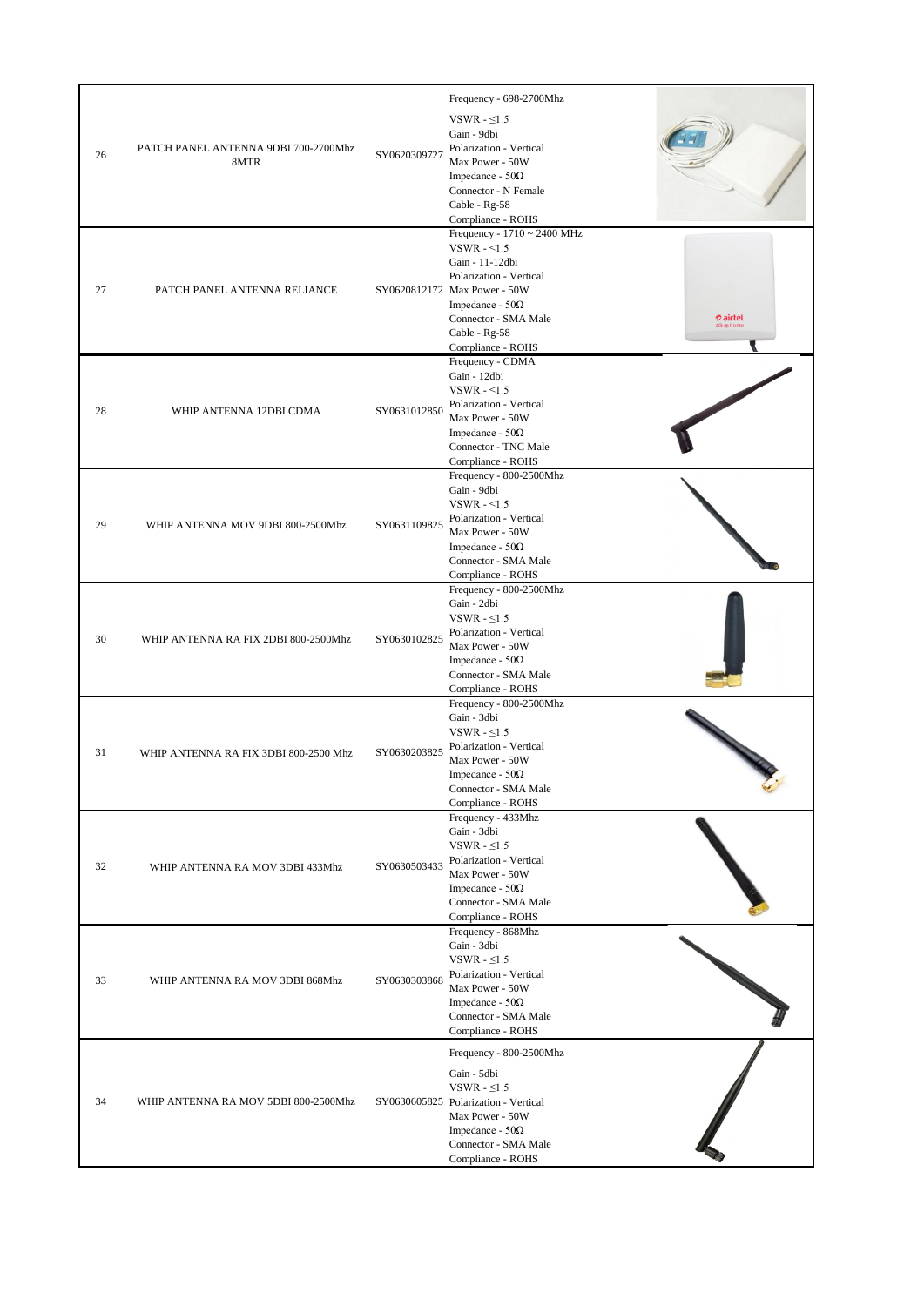| | | | | |
|---|---|---|---|---|
| 26 | PATCH PANEL ANTENNA 9DBI 700-2700Mhz 8MTR | SY0620309727 | Frequency - 698-2700Mhz<br>VSWR - ≤1.5<br>Gain - 9dbi<br>Polarization - Vertical<br>Max Power - 50W<br>Impedance - 50Ω<br>Connector - N Female<br>Cable - Rg-58<br>Compliance - ROHS | |
| 27 | PATCH PANEL ANTENNA RELIANCE | SY0620812172 | Frequency - 1710 ~ 2400 MHz<br>VSWR - ≤1.5<br>Gain - 11-12dbi<br>Polarization - Vertical<br>Max Power - 50W<br>Impedance - 50Ω<br>Connector - SMA Male<br>Cable - Rg-58<br>Compliance - ROHS | |
| 28 | WHIP ANTENNA 12DBI CDMA | SY0631012850 | Frequency - CDMA<br>Gain - 12dbi<br>VSWR - ≤1.5<br>Polarization - Vertical<br>Max Power - 50W<br>Impedance - 50Ω<br>Connector - TNC Male<br>Compliance - ROHS | |
| 29 | WHIP ANTENNA MOV 9DBI 800-2500Mhz | SY0631109825 | Frequency - 800-2500Mhz<br>Gain - 9dbi<br>VSWR - ≤1.5<br>Polarization - Vertical<br>Max Power - 50W<br>Impedance - 50Ω<br>Connector - SMA Male<br>Compliance - ROHS | |
| 30 | WHIP ANTENNA RA FIX 2DBI 800-2500Mhz | SY0630102825 | Frequency - 800-2500Mhz<br>Gain - 2dbi<br>VSWR - ≤1.5<br>Polarization - Vertical<br>Max Power - 50W<br>Impedance - 50Ω<br>Connector - SMA Male<br>Compliance - ROHS | |
| 31 | WHIP ANTENNA RA FIX 3DBI 800-2500 Mhz | SY0630203825 | Frequency - 800-2500Mhz<br>Gain - 3dbi<br>VSWR - ≤1.5<br>Polarization - Vertical<br>Max Power - 50W<br>Impedance - 50Ω<br>Connector - SMA Male<br>Compliance - ROHS | |
| 32 | WHIP ANTENNA RA MOV 3DBI 433Mhz | SY0630503433 | Frequency - 433Mhz<br>Gain - 3dbi<br>VSWR - ≤1.5<br>Polarization - Vertical<br>Max Power - 50W<br>Impedance - 50Ω<br>Connector - SMA Male<br>Compliance - ROHS | |
| 33 | WHIP ANTENNA RA MOV 3DBI 868Mhz | SY0630303868 | Frequency - 868Mhz<br>Gain - 3dbi<br>VSWR - ≤1.5<br>Polarization - Vertical<br>Max Power - 50W<br>Impedance - 50Ω<br>Connector - SMA Male<br>Compliance - ROHS | |
| 34 | WHIP ANTENNA RA MOV 5DBI 800-2500Mhz | SY0630605825 | Frequency - 800-2500Mhz<br>Gain - 5dbi<br>VSWR - ≤1.5<br>Polarization - Vertical<br>Max Power - 50W<br>Impedance - 50Ω<br>Connector - SMA Male<br>Compliance - ROHS | |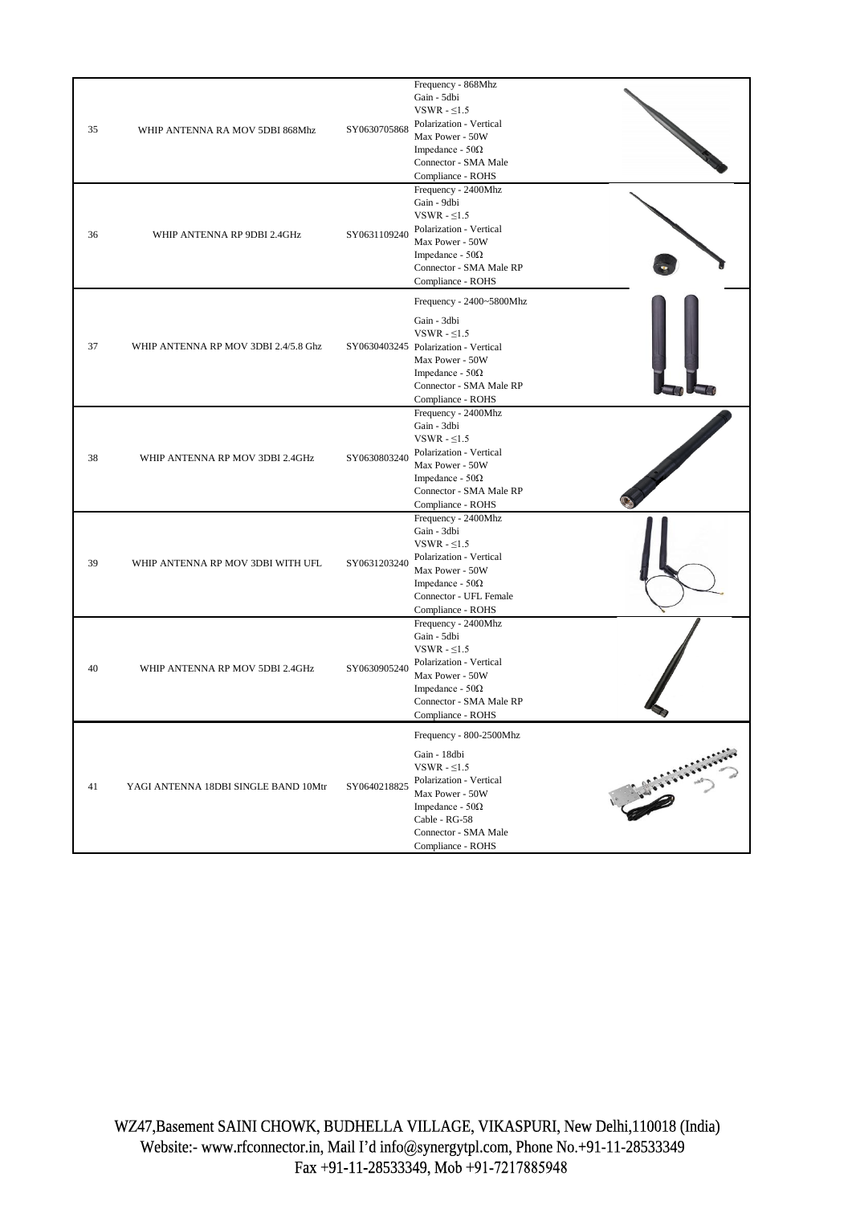| | | | | |
|---|---|---|---|---|
| 35 | WHIP ANTENNA RA MOV 5DBI 868Mhz | SY0630705868 | Frequency - 868Mhz<br>Gain - 5dbi<br>VSWR - ≤1.5<br>Polarization - Vertical<br>Max Power - 50W<br>Impedance - 50Ω<br>Connector - SMA Male<br>Compliance - ROHS | |
| 36 | WHIP ANTENNA RP 9DBI 2.4GHz | SY0631109240 | Frequency - 2400Mhz<br>Gain - 9dbi<br>VSWR - ≤1.5<br>Polarization - Vertical<br>Max Power - 50W<br>Impedance - 50Ω<br>Connector - SMA Male RP<br>Compliance - ROHS | |
| 37 | WHIP ANTENNA RP MOV 3DBI 2.4/5.8 Ghz | SY0630403245 | Frequency - 2400~5800Mhz<br>Gain - 3dbi<br>VSWR - ≤1.5<br>Polarization - Vertical<br>Max Power - 50W<br>Impedance - 50Ω<br>Connector - SMA Male RP<br>Compliance - ROHS | |
| 38 | WHIP ANTENNA RP MOV 3DBI 2.4GHz | SY0630803240 | Frequency - 2400Mhz<br>Gain - 3dbi<br>VSWR - ≤1.5<br>Polarization - Vertical<br>Max Power - 50W<br>Impedance - 50Ω<br>Connector - SMA Male RP<br>Compliance - ROHS | |
| 39 | WHIP ANTENNA RP MOV 3DBI WITH UFL | SY0631203240 | Frequency - 2400Mhz<br>Gain - 3dbi<br>VSWR - ≤1.5<br>Polarization - Vertical<br>Max Power - 50W<br>Impedance - 50Ω<br>Connector - UFL Female<br>Compliance - ROHS | |
| 40 | WHIP ANTENNA RP MOV 5DBI 2.4GHz | SY0630905240 | Frequency - 2400Mhz<br>Gain - 5dbi<br>VSWR - ≤1.5<br>Polarization - Vertical<br>Max Power - 50W<br>Impedance - 50Ω<br>Connector - SMA Male RP<br>Compliance - ROHS | |
| 41 | YAGI ANTENNA 18DBI SINGLE BAND 10Mtr | SY0640218825 | Frequency - 800-2500Mhz<br>Gain - 18dbi<br>VSWR - ≤1.5<br>Polarization - Vertical<br>Max Power - 50W<br>Impedance - 50Ω<br>Cable - RG-58<br>Connector - SMA Male<br>Compliance - ROHS | |

WZ47,Basement SAINI CHOWK, BUDHELLA VILLAGE, VIKASPURI, New Delhi,110018 (India)
Website:- www.rfconnector.in, Mail I'd info@synergytpl.com, Phone No.+91-11-28533349
Fax +91-11-28533349, Mob +91-7217885948